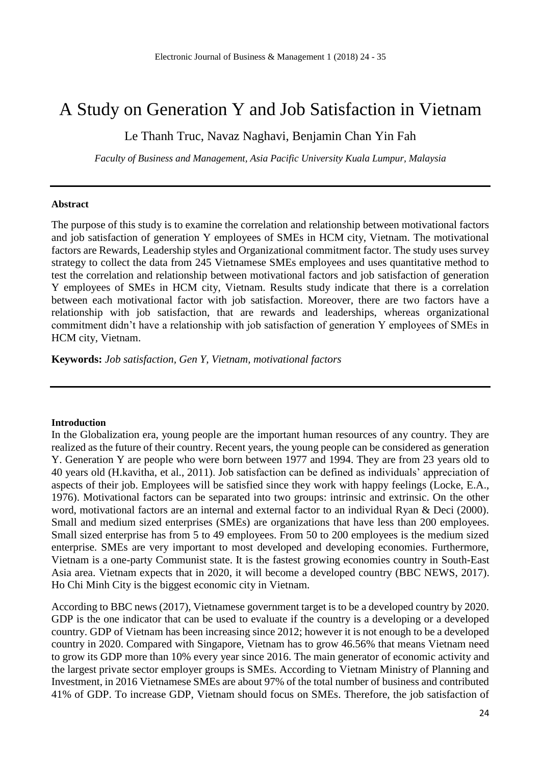# A Study on Generation Y and Job Satisfaction in Vietnam

Le Thanh Truc, Navaz Naghavi, Benjamin Chan Yin Fah

*Faculty of Business and Management, Asia Pacific University Kuala Lumpur, Malaysia*

---

**Abstract**

The purpose of this study is to examine the correlation and relationship between motivational factors and job satisfaction of generation Y employees of SMEs in HCM city, Vietnam. The motivational factors are Rewards, Leadership styles and Organizational commitment factor. The study uses survey strategy to collect the data from 245 Vietnamese SMEs employees and uses quantitative method to test the correlation and relationship between motivational factors and job satisfaction of generation Y employees of SMEs in HCM city, Vietnam. Results study indicate that there is a correlation between each motivational factor with job satisfaction. Moreover, there are two factors have a relationship with job satisfaction, that are rewards and leaderships, whereas organizational commitment didn't have a relationship with job satisfaction of generation Y employees of SMEs in HCM city, Vietnam.

**Keywords:** *Job satisfaction, Gen Y, Vietnam, motivational factors*

---

**Introduction**

In the Globalization era, young people are the important human resources of any country. They are realized as the future of their country. Recent years, the young people can be considered as generation Y. Generation Y are people who were born between 1977 and 1994. They are from 23 years old to 40 years old (H.kavitha, et al., 2011). Job satisfaction can be defined as individuals' appreciation of aspects of their job. Employees will be satisfied since they work with happy feelings (Locke, E.A., 1976). Motivational factors can be separated into two groups: intrinsic and extrinsic. On the other word, motivational factors are an internal and external factor to an individual Ryan & Deci (2000). Small and medium sized enterprises (SMEs) are organizations that have less than 200 employees. Small sized enterprise has from 5 to 49 employees. From 50 to 200 employees is the medium sized enterprise. SMEs are very important to most developed and developing economies. Furthermore, Vietnam is a one-party Communist state. It is the fastest growing economies country in South-East Asia area. Vietnam expects that in 2020, it will become a developed country (BBC NEWS, 2017). Ho Chi Minh City is the biggest economic city in Vietnam.

According to BBC news (2017), Vietnamese government target is to be a developed country by 2020. GDP is the one indicator that can be used to evaluate if the country is a developing or a developed country. GDP of Vietnam has been increasing since 2012; however it is not enough to be a developed country in 2020. Compared with Singapore, Vietnam has to grow 46.56% that means Vietnam need to grow its GDP more than 10% every year since 2016. The main generator of economic activity and the largest private sector employer groups is SMEs. According to Vietnam Ministry of Planning and Investment, in 2016 Vietnamese SMEs are about 97% of the total number of business and contributed 41% of GDP. To increase GDP, Vietnam should focus on SMEs. Therefore, the job satisfaction of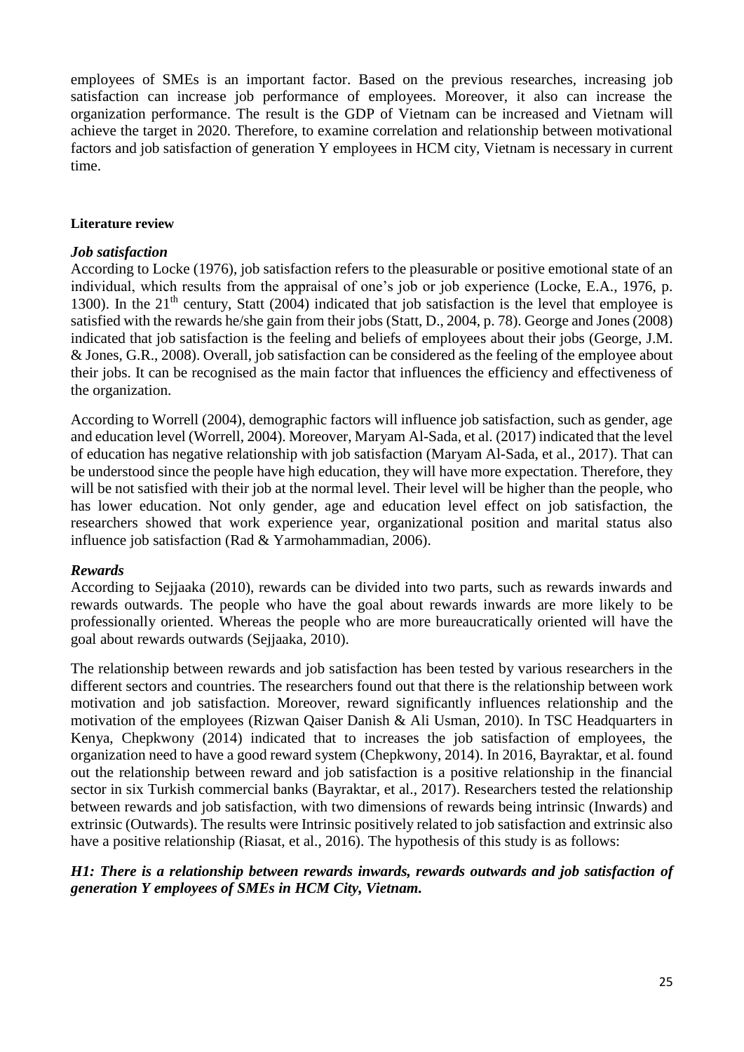employees of SMEs is an important factor. Based on the previous researches, increasing job satisfaction can increase job performance of employees. Moreover, it also can increase the organization performance. The result is the GDP of Vietnam can be increased and Vietnam will achieve the target in 2020. Therefore, to examine correlation and relationship between motivational factors and job satisfaction of generation Y employees in HCM city, Vietnam is necessary in current time.

## Literature review

### *Job satisfaction*

According to Locke (1976), job satisfaction refers to the pleasurable or positive emotional state of an individual, which results from the appraisal of one's job or job experience (Locke, E.A., 1976, p. 1300). In the 21th century, Statt (2004) indicated that job satisfaction is the level that employee is satisfied with the rewards he/she gain from their jobs (Statt, D., 2004, p. 78). George and Jones (2008) indicated that job satisfaction is the feeling and beliefs of employees about their jobs (George, J.M. & Jones, G.R., 2008). Overall, job satisfaction can be considered as the feeling of the employee about their jobs. It can be recognised as the main factor that influences the efficiency and effectiveness of the organization.

According to Worrell (2004), demographic factors will influence job satisfaction, such as gender, age and education level (Worrell, 2004). Moreover, Maryam Al-Sada, et al. (2017) indicated that the level of education has negative relationship with job satisfaction (Maryam Al-Sada, et al., 2017). That can be understood since the people have high education, they will have more expectation. Therefore, they will be not satisfied with their job at the normal level. Their level will be higher than the people, who has lower education. Not only gender, age and education level effect on job satisfaction, the researchers showed that work experience year, organizational position and marital status also influence job satisfaction (Rad & Yarmohammadian, 2006).

### *Rewards*

According to Sejjaaka (2010), rewards can be divided into two parts, such as rewards inwards and rewards outwards. The people who have the goal about rewards inwards are more likely to be professionally oriented. Whereas the people who are more bureaucratically oriented will have the goal about rewards outwards (Sejjaaka, 2010).

The relationship between rewards and job satisfaction has been tested by various researchers in the different sectors and countries. The researchers found out that there is the relationship between work motivation and job satisfaction. Moreover, reward significantly influences relationship and the motivation of the employees (Rizwan Qaiser Danish & Ali Usman, 2010). In TSC Headquarters in Kenya, Chepkwony (2014) indicated that to increases the job satisfaction of employees, the organization need to have a good reward system (Chepkwony, 2014). In 2016, Bayraktar, et al. found out the relationship between reward and job satisfaction is a positive relationship in the financial sector in six Turkish commercial banks (Bayraktar, et al., 2017). Researchers tested the relationship between rewards and job satisfaction, with two dimensions of rewards being intrinsic (Inwards) and extrinsic (Outwards). The results were Intrinsic positively related to job satisfaction and extrinsic also have a positive relationship (Riasat, et al., 2016). The hypothesis of this study is as follows:

***H1: There is a relationship between rewards inwards, rewards outwards and job satisfaction of generation Y employees of SMEs in HCM City, Vietnam.***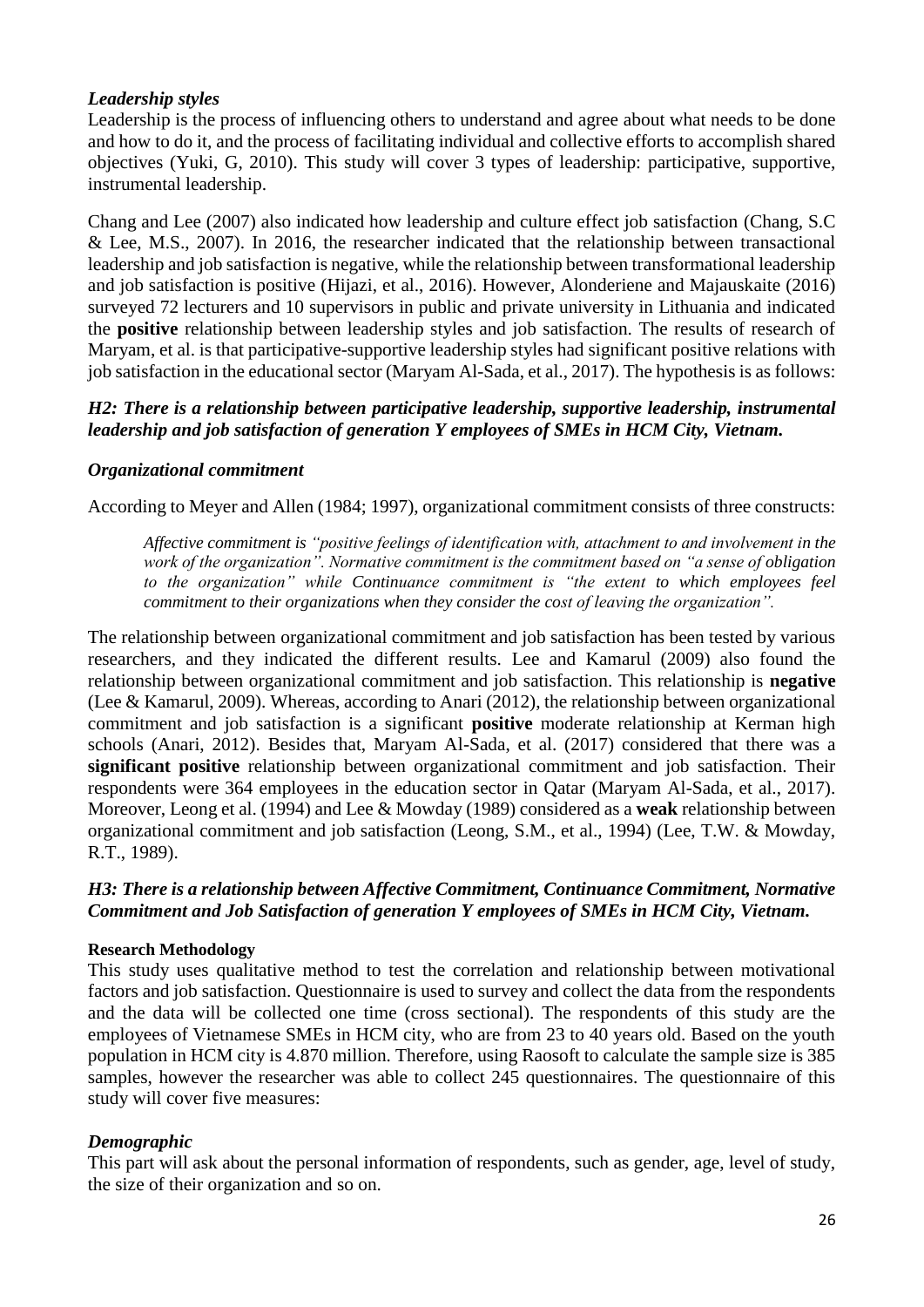### *Leadership styles*

Leadership is the process of influencing others to understand and agree about what needs to be done and how to do it, and the process of facilitating individual and collective efforts to accomplish shared objectives (Yuki, G, 2010). This study will cover 3 types of leadership: participative, supportive, instrumental leadership.

Chang and Lee (2007) also indicated how leadership and culture effect job satisfaction (Chang, S.C & Lee, M.S., 2007). In 2016, the researcher indicated that the relationship between transactional leadership and job satisfaction is negative, while the relationship between transformational leadership and job satisfaction is positive (Hijazi, et al., 2016). However, Alonderiene and Majauskaite (2016) surveyed 72 lecturers and 10 supervisors in public and private university in Lithuania and indicated the **positive** relationship between leadership styles and job satisfaction. The results of research of Maryam, et al. is that participative-supportive leadership styles had significant positive relations with job satisfaction in the educational sector (Maryam Al-Sada, et al., 2017). The hypothesis is as follows:

***H2: There is a relationship between participative leadership, supportive leadership, instrumental leadership and job satisfaction of generation Y employees of SMEs in HCM City, Vietnam.***

### *Organizational commitment*

According to Meyer and Allen (1984; 1997), organizational commitment consists of three constructs:

> *Affective commitment is "positive feelings of identification with, attachment to and involvement in the work of the organization". Normative commitment is the commitment based on "a sense of obligation to the organization" while Continuance commitment is "the extent to which employees feel commitment to their organizations when they consider the cost of leaving the organization".*

The relationship between organizational commitment and job satisfaction has been tested by various researchers, and they indicated the different results. Lee and Kamarul (2009) also found the relationship between organizational commitment and job satisfaction. This relationship is **negative** (Lee & Kamarul, 2009). Whereas, according to Anari (2012), the relationship between organizational commitment and job satisfaction is a significant **positive** moderate relationship at Kerman high schools (Anari, 2012). Besides that, Maryam Al-Sada, et al. (2017) considered that there was a **significant positive** relationship between organizational commitment and job satisfaction. Their respondents were 364 employees in the education sector in Qatar (Maryam Al-Sada, et al., 2017). Moreover, Leong et al. (1994) and Lee & Mowday (1989) considered as a **weak** relationship between organizational commitment and job satisfaction (Leong, S.M., et al., 1994) (Lee, T.W. & Mowday, R.T., 1989).

***H3: There is a relationship between Affective Commitment, Continuance Commitment, Normative Commitment and Job Satisfaction of generation Y employees of SMEs in HCM City, Vietnam.***

## **Research Methodology**

This study uses qualitative method to test the correlation and relationship between motivational factors and job satisfaction. Questionnaire is used to survey and collect the data from the respondents and the data will be collected one time (cross sectional). The respondents of this study are the employees of Vietnamese SMEs in HCM city, who are from 23 to 40 years old. Based on the youth population in HCM city is 4.870 million. Therefore, using Raosoft to calculate the sample size is 385 samples, however the researcher was able to collect 245 questionnaires. The questionnaire of this study will cover five measures:

### *Demographic*

This part will ask about the personal information of respondents, such as gender, age, level of study, the size of their organization and so on.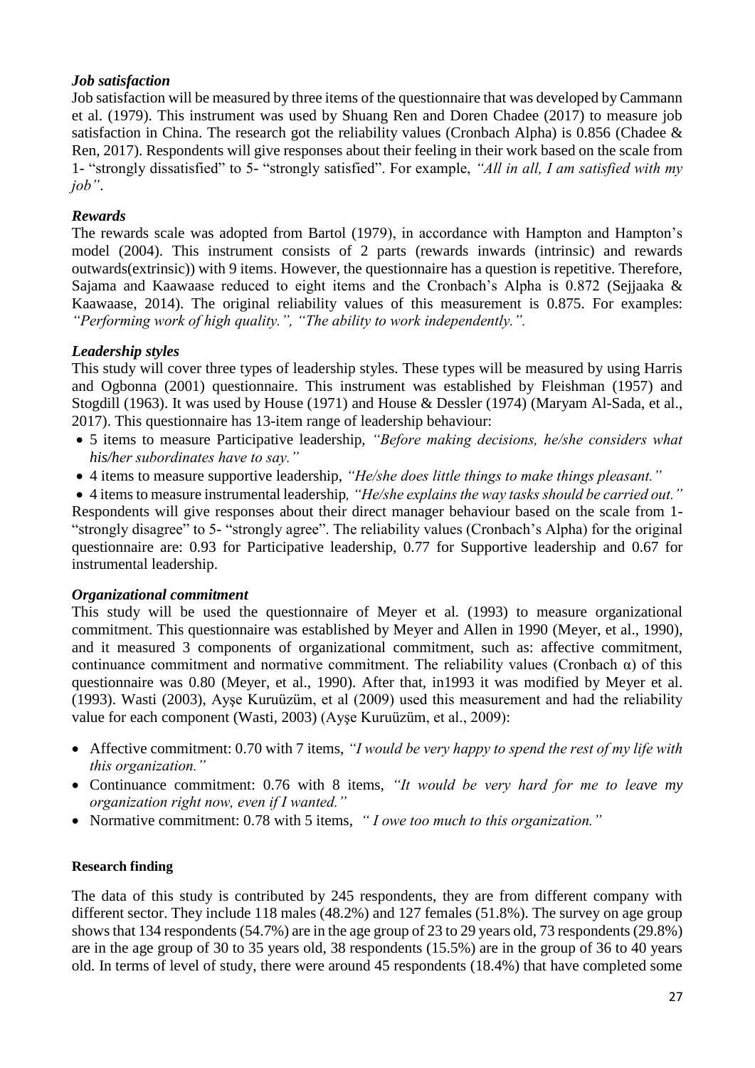### *Job satisfaction*

Job satisfaction will be measured by three items of the questionnaire that was developed by Cammann et al. (1979). This instrument was used by Shuang Ren and Doren Chadee (2017) to measure job satisfaction in China. The research got the reliability values (Cronbach Alpha) is 0.856 (Chadee & Ren, 2017). Respondents will give responses about their feeling in their work based on the scale from 1- "strongly dissatisfied" to 5- "strongly satisfied". For example, *"All in all, I am satisfied with my job"*.

### *Rewards*

The rewards scale was adopted from Bartol (1979), in accordance with Hampton and Hampton's model (2004). This instrument consists of 2 parts (rewards inwards (intrinsic) and rewards outwards(extrinsic)) with 9 items. However, the questionnaire has a question is repetitive. Therefore, Sajama and Kaawaase reduced to eight items and the Cronbach's Alpha is 0.872 (Sejjaaka & Kaawaase, 2014). The original reliability values of this measurement is 0.875. For examples: *"Performing work of high quality.", "The ability to work independently."*.

### *Leadership styles*

This study will cover three types of leadership styles. These types will be measured by using Harris and Ogbonna (2001) questionnaire. This instrument was established by Fleishman (1957) and Stogdill (1963). It was used by House (1971) and House & Dessler (1974) (Maryam Al-Sada, et al., 2017). This questionnaire has 13-item range of leadership behaviour:

- 5 items to measure Participative leadership, *"Before making decisions, he/she considers what his/her subordinates have to say."*
- 4 items to measure supportive leadership, *"He/she does little things to make things pleasant."*
- 4 items to measure instrumental leadership*, "He/she explains the way tasks should be carried out."*

Respondents will give responses about their direct manager behaviour based on the scale from 1- "strongly disagree" to 5- "strongly agree". The reliability values (Cronbach's Alpha) for the original questionnaire are: 0.93 for Participative leadership, 0.77 for Supportive leadership and 0.67 for instrumental leadership.

### *Organizational commitment*

This study will be used the questionnaire of Meyer et al. (1993) to measure organizational commitment. This questionnaire was established by Meyer and Allen in 1990 (Meyer, et al., 1990), and it measured 3 components of organizational commitment, such as: affective commitment, continuance commitment and normative commitment. The reliability values (Cronbach α) of this questionnaire was 0.80 (Meyer, et al., 1990). After that, in1993 it was modified by Meyer et al. (1993). Wasti (2003), Ayşe Kuruüzüm, et al (2009) used this measurement and had the reliability value for each component (Wasti, 2003) (Ayşe Kuruüzüm, et al., 2009):

- Affective commitment: 0.70 with 7 items, *"I would be very happy to spend the rest of my life with this organization."*
- Continuance commitment: 0.76 with 8 items, *"It would be very hard for me to leave my organization right now, even if I wanted."*
- Normative commitment: 0.78 with 5 items, *" I owe too much to this organization."*

**Research finding**

The data of this study is contributed by 245 respondents, they are from different company with different sector. They include 118 males (48.2%) and 127 females (51.8%). The survey on age group shows that 134 respondents (54.7%) are in the age group of 23 to 29 years old, 73 respondents (29.8%) are in the age group of 30 to 35 years old, 38 respondents (15.5%) are in the group of 36 to 40 years old. In terms of level of study, there were around 45 respondents (18.4%) that have completed some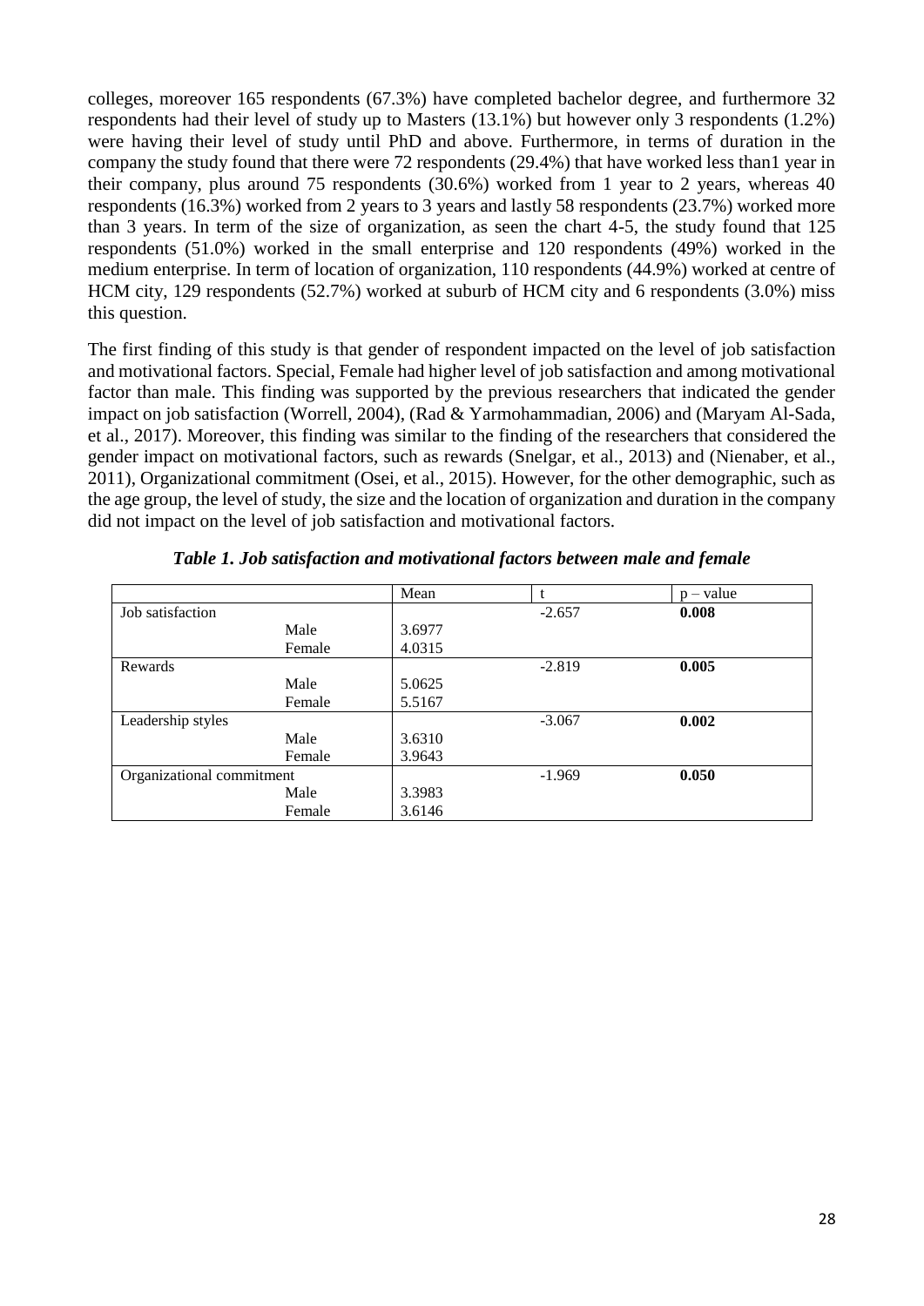colleges, moreover 165 respondents (67.3%) have completed bachelor degree, and furthermore 32 respondents had their level of study up to Masters (13.1%) but however only 3 respondents (1.2%) were having their level of study until PhD and above. Furthermore, in terms of duration in the company the study found that there were 72 respondents (29.4%) that have worked less than1 year in their company, plus around 75 respondents (30.6%) worked from 1 year to 2 years, whereas 40 respondents (16.3%) worked from 2 years to 3 years and lastly 58 respondents (23.7%) worked more than 3 years. In term of the size of organization, as seen the chart 4-5, the study found that 125 respondents (51.0%) worked in the small enterprise and 120 respondents (49%) worked in the medium enterprise. In term of location of organization, 110 respondents (44.9%) worked at centre of HCM city, 129 respondents (52.7%) worked at suburb of HCM city and 6 respondents (3.0%) miss this question.

The first finding of this study is that gender of respondent impacted on the level of job satisfaction and motivational factors. Special, Female had higher level of job satisfaction and among motivational factor than male. This finding was supported by the previous researchers that indicated the gender impact on job satisfaction (Worrell, 2004), (Rad & Yarmohammadian, 2006) and (Maryam Al-Sada, et al., 2017). Moreover, this finding was similar to the finding of the researchers that considered the gender impact on motivational factors, such as rewards (Snelgar, et al., 2013) and (Nienaber, et al., 2011), Organizational commitment (Osei, et al., 2015). However, for the other demographic, such as the age group, the level of study, the size and the location of organization and duration in the company did not impact on the level of job satisfaction and motivational factors.

***Table 1. Job satisfaction and motivational factors between male and female***

| | Mean | t | p – value |
|---|---|---|---|
| Job satisfaction | | -2.657 | **0.008** |
| Male | 3.6977 | | |
| Female | 4.0315 | | |
| Rewards | | -2.819 | **0.005** |
| Male | 5.0625 | | |
| Female | 5.5167 | | |
| Leadership styles | | -3.067 | **0.002** |
| Male | 3.6310 | | |
| Female | 3.9643 | | |
| Organizational commitment | | -1.969 | **0.050** |
| Male | 3.3983 | | |
| Female | 3.6146 | | |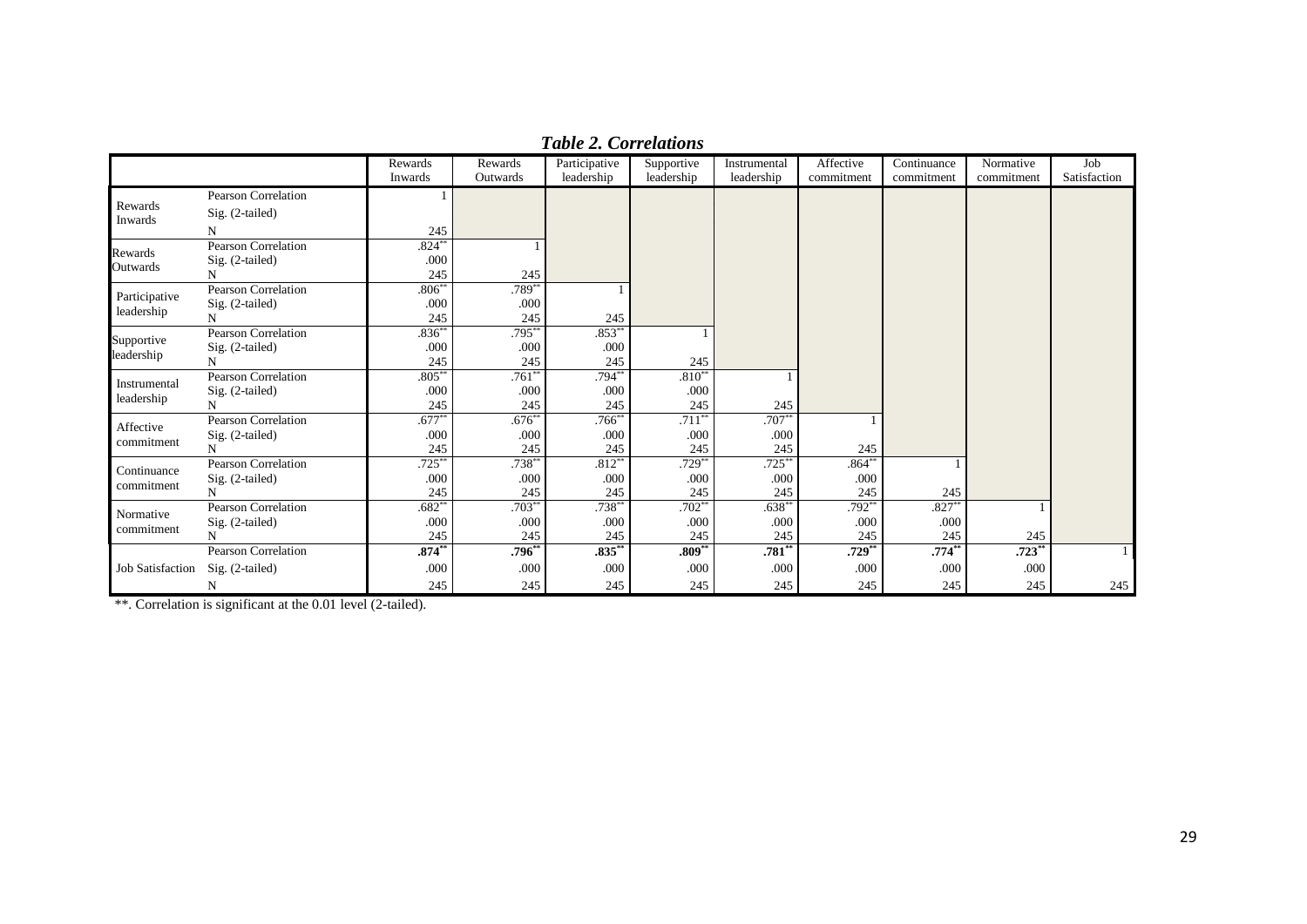***Table 2. Correlations***

| | | Rewards Inwards | Rewards Outwards | Participative leadership | Supportive leadership | Instrumental leadership | Affective commitment | Continuance commitment | Normative commitment | Job Satisfaction |
|---|---|---|---|---|---|---|---|---|---|---|
| Rewards Inwards | Pearson Correlation | 1 | | | | | | | | |
| | Sig. (2-tailed) | | | | | | | | | |
| | N | 245 | | | | | | | | |
| Rewards Outwards | Pearson Correlation | .824** | 1 | | | | | | | |
| | Sig. (2-tailed) | .000 | | | | | | | | |
| | N | 245 | 245 | | | | | | | |
| Participative leadership | Pearson Correlation | .806** | .789** | 1 | | | | | | |
| | Sig. (2-tailed) | .000 | .000 | | | | | | | |
| | N | 245 | 245 | 245 | | | | | | |
| Supportive leadership | Pearson Correlation | .836** | .795** | .853** | 1 | | | | | |
| | Sig. (2-tailed) | .000 | .000 | .000 | | | | | | |
| | N | 245 | 245 | 245 | 245 | | | | | |
| Instrumental leadership | Pearson Correlation | .805** | .761** | .794** | .810** | 1 | | | | |
| | Sig. (2-tailed) | .000 | .000 | .000 | .000 | | | | | |
| | N | 245 | 245 | 245 | 245 | 245 | | | | |
| Affective commitment | Pearson Correlation | .677** | .676** | .766** | .711** | .707** | 1 | | | |
| | Sig. (2-tailed) | .000 | .000 | .000 | .000 | .000 | | | | |
| | N | 245 | 245 | 245 | 245 | 245 | 245 | | | |
| Continuance commitment | Pearson Correlation | .725** | .738** | .812** | .729** | .725** | .864** | 1 | | |
| | Sig. (2-tailed) | .000 | .000 | .000 | .000 | .000 | .000 | | | |
| | N | 245 | 245 | 245 | 245 | 245 | 245 | 245 | | |
| Normative commitment | Pearson Correlation | .682** | .703** | .738** | .702** | .638** | .792** | .827** | 1 | |
| | Sig. (2-tailed) | .000 | .000 | .000 | .000 | .000 | .000 | .000 | | |
| | N | 245 | 245 | 245 | 245 | 245 | 245 | 245 | 245 | |
| Job Satisfaction | Pearson Correlation | **.874**** | **.796**** | **.835**** | **.809**** | **.781**** | **.729**** | **.774**** | **.723**** | 1 |
| | Sig. (2-tailed) | .000 | .000 | .000 | .000 | .000 | .000 | .000 | .000 | |
| | N | 245 | 245 | 245 | 245 | 245 | 245 | 245 | 245 | 245 |

**. Correlation is significant at the 0.01 level (2-tailed).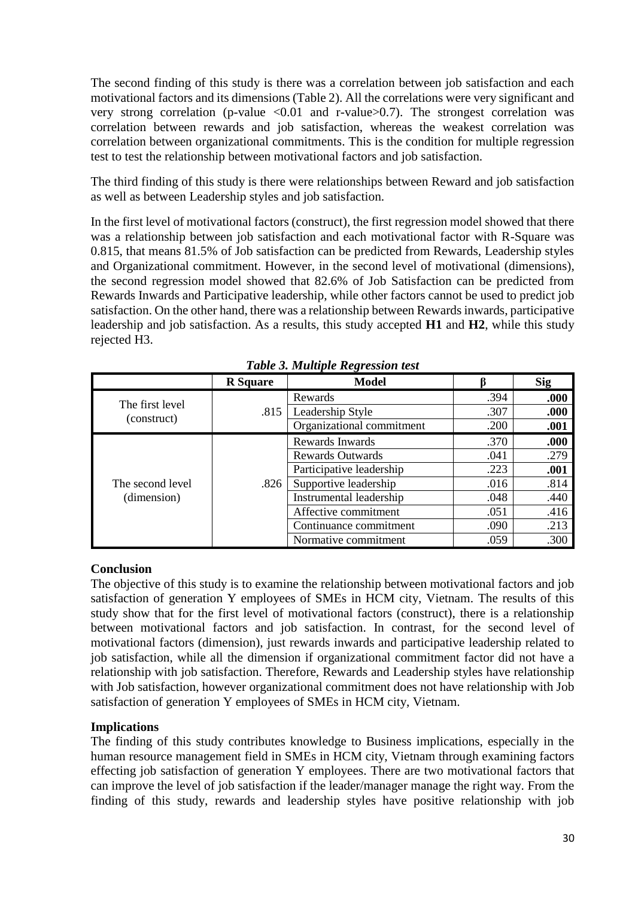The second finding of this study is there was a correlation between job satisfaction and each motivational factors and its dimensions (Table 2). All the correlations were very significant and very strong correlation (p-value <0.01 and r-value>0.7). The strongest correlation was correlation between rewards and job satisfaction, whereas the weakest correlation was correlation between organizational commitments. This is the condition for multiple regression test to test the relationship between motivational factors and job satisfaction.

The third finding of this study is there were relationships between Reward and job satisfaction as well as between Leadership styles and job satisfaction.

In the first level of motivational factors (construct), the first regression model showed that there was a relationship between job satisfaction and each motivational factor with R-Square was 0.815, that means 81.5% of Job satisfaction can be predicted from Rewards, Leadership styles and Organizational commitment. However, in the second level of motivational (dimensions), the second regression model showed that 82.6% of Job Satisfaction can be predicted from Rewards Inwards and Participative leadership, while other factors cannot be used to predict job satisfaction. On the other hand, there was a relationship between Rewards inwards, participative leadership and job satisfaction. As a results, this study accepted **H1** and **H2**, while this study rejected H3.

***Table 3. Multiple Regression test***

| | R Square | Model | β | Sig |
|---|---|---|---|---|
| The first level (construct) | .815 | Rewards | .394 | **.000** |
| | | Leadership Style | .307 | **.000** |
| | | Organizational commitment | .200 | **.001** |
| The second level (dimension) | .826 | Rewards Inwards | .370 | **.000** |
| | | Rewards Outwards | .041 | .279 |
| | | Participative leadership | .223 | **.001** |
| | | Supportive leadership | .016 | .814 |
| | | Instrumental leadership | .048 | .440 |
| | | Affective commitment | .051 | .416 |
| | | Continuance commitment | .090 | .213 |
| | | Normative commitment | .059 | .300 |

**Conclusion**

The objective of this study is to examine the relationship between motivational factors and job satisfaction of generation Y employees of SMEs in HCM city, Vietnam. The results of this study show that for the first level of motivational factors (construct), there is a relationship between motivational factors and job satisfaction. In contrast, for the second level of motivational factors (dimension), just rewards inwards and participative leadership related to job satisfaction, while all the dimension if organizational commitment factor did not have a relationship with job satisfaction. Therefore, Rewards and Leadership styles have relationship with Job satisfaction, however organizational commitment does not have relationship with Job satisfaction of generation Y employees of SMEs in HCM city, Vietnam.

**Implications**

The finding of this study contributes knowledge to Business implications, especially in the human resource management field in SMEs in HCM city, Vietnam through examining factors effecting job satisfaction of generation Y employees. There are two motivational factors that can improve the level of job satisfaction if the leader/manager manage the right way. From the finding of this study, rewards and leadership styles have positive relationship with job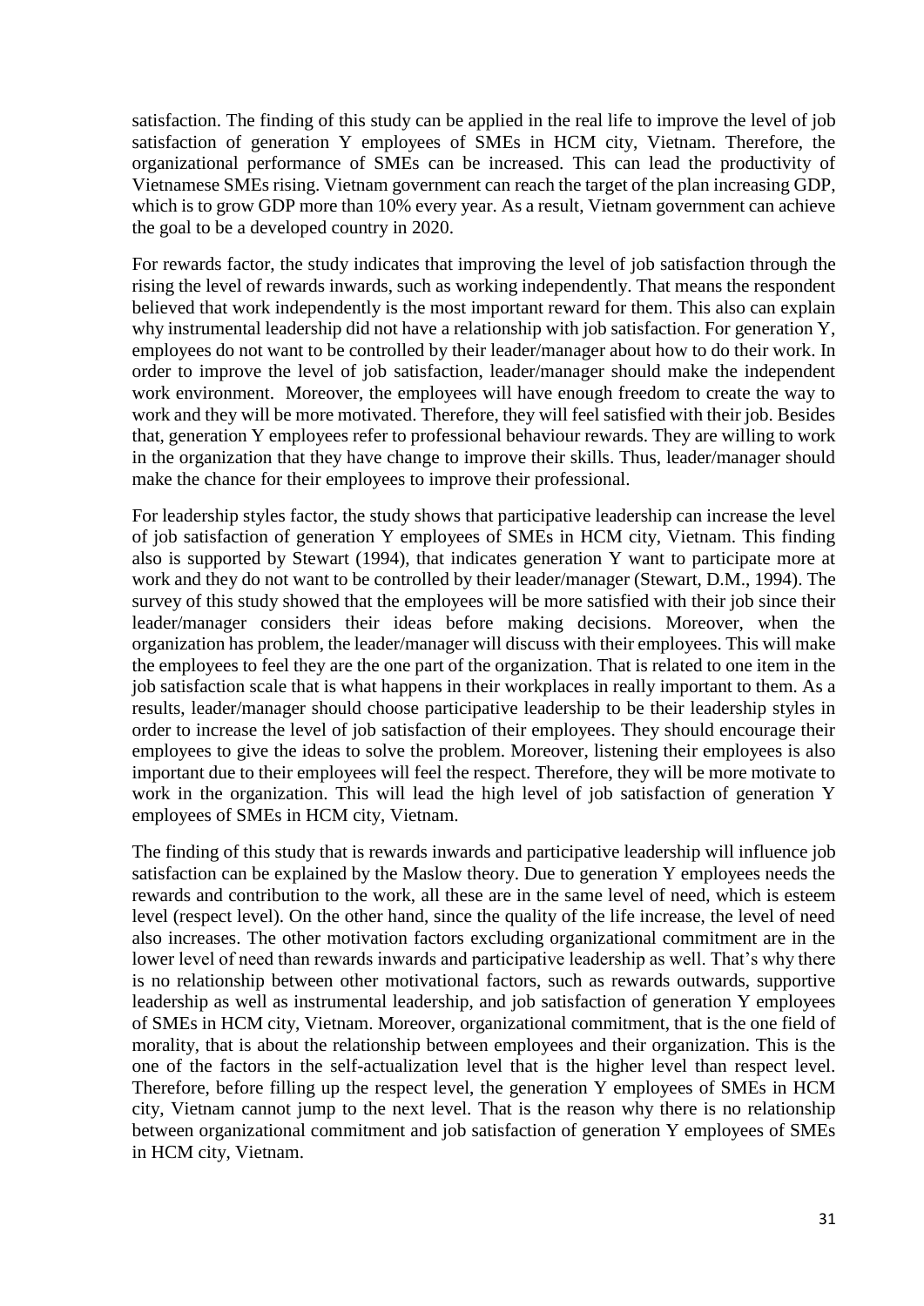satisfaction. The finding of this study can be applied in the real life to improve the level of job satisfaction of generation Y employees of SMEs in HCM city, Vietnam. Therefore, the organizational performance of SMEs can be increased. This can lead the productivity of Vietnamese SMEs rising. Vietnam government can reach the target of the plan increasing GDP, which is to grow GDP more than 10% every year. As a result, Vietnam government can achieve the goal to be a developed country in 2020.

For rewards factor, the study indicates that improving the level of job satisfaction through the rising the level of rewards inwards, such as working independently. That means the respondent believed that work independently is the most important reward for them. This also can explain why instrumental leadership did not have a relationship with job satisfaction. For generation Y, employees do not want to be controlled by their leader/manager about how to do their work. In order to improve the level of job satisfaction, leader/manager should make the independent work environment. Moreover, the employees will have enough freedom to create the way to work and they will be more motivated. Therefore, they will feel satisfied with their job. Besides that, generation Y employees refer to professional behaviour rewards. They are willing to work in the organization that they have change to improve their skills. Thus, leader/manager should make the chance for their employees to improve their professional.

For leadership styles factor, the study shows that participative leadership can increase the level of job satisfaction of generation Y employees of SMEs in HCM city, Vietnam. This finding also is supported by Stewart (1994), that indicates generation Y want to participate more at work and they do not want to be controlled by their leader/manager (Stewart, D.M., 1994). The survey of this study showed that the employees will be more satisfied with their job since their leader/manager considers their ideas before making decisions. Moreover, when the organization has problem, the leader/manager will discuss with their employees. This will make the employees to feel they are the one part of the organization. That is related to one item in the job satisfaction scale that is what happens in their workplaces in really important to them. As a results, leader/manager should choose participative leadership to be their leadership styles in order to increase the level of job satisfaction of their employees. They should encourage their employees to give the ideas to solve the problem. Moreover, listening their employees is also important due to their employees will feel the respect. Therefore, they will be more motivate to work in the organization. This will lead the high level of job satisfaction of generation Y employees of SMEs in HCM city, Vietnam.

The finding of this study that is rewards inwards and participative leadership will influence job satisfaction can be explained by the Maslow theory. Due to generation Y employees needs the rewards and contribution to the work, all these are in the same level of need, which is esteem level (respect level). On the other hand, since the quality of the life increase, the level of need also increases. The other motivation factors excluding organizational commitment are in the lower level of need than rewards inwards and participative leadership as well. That's why there is no relationship between other motivational factors, such as rewards outwards, supportive leadership as well as instrumental leadership, and job satisfaction of generation Y employees of SMEs in HCM city, Vietnam. Moreover, organizational commitment, that is the one field of morality, that is about the relationship between employees and their organization. This is the one of the factors in the self-actualization level that is the higher level than respect level. Therefore, before filling up the respect level, the generation Y employees of SMEs in HCM city, Vietnam cannot jump to the next level. That is the reason why there is no relationship between organizational commitment and job satisfaction of generation Y employees of SMEs in HCM city, Vietnam.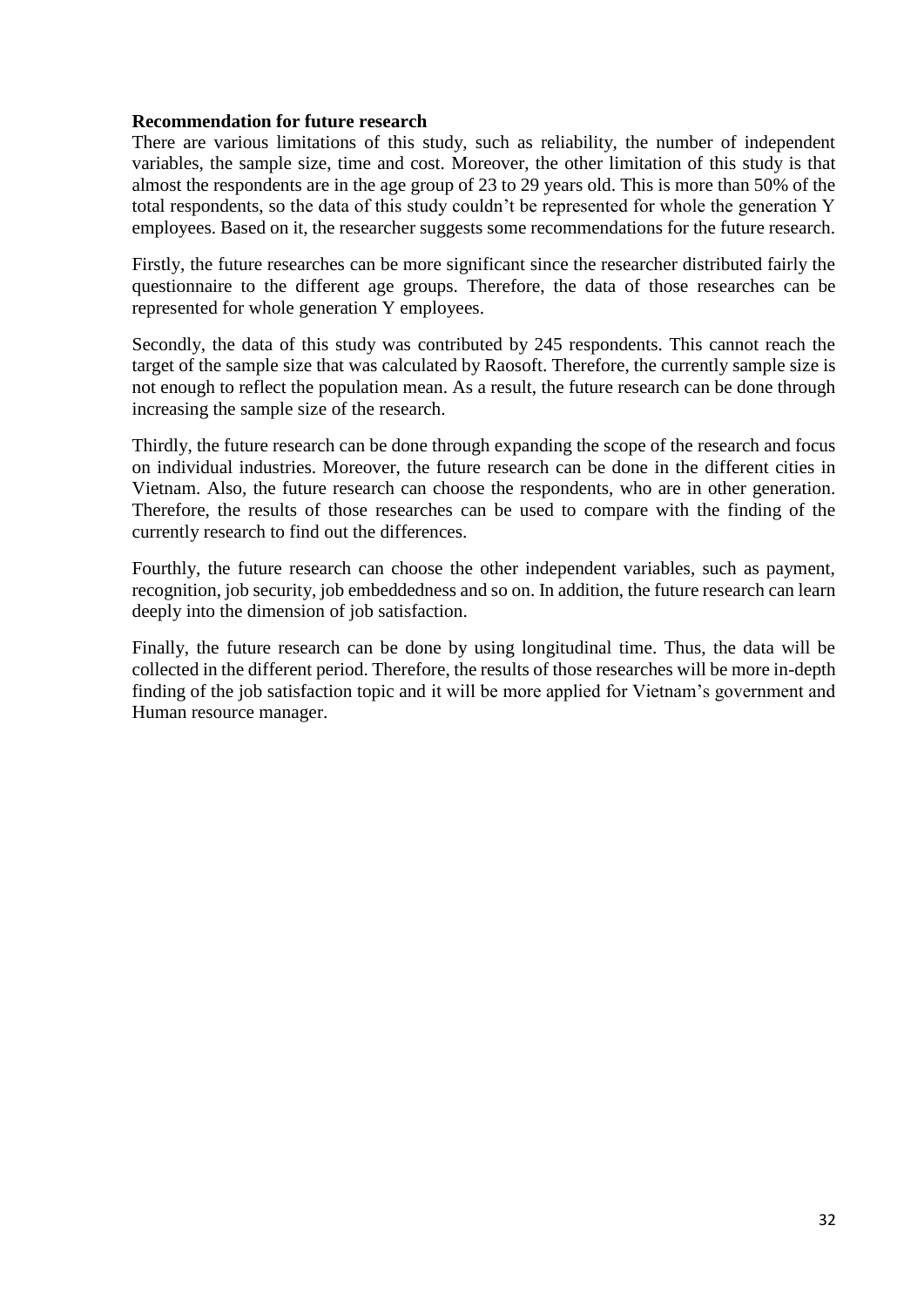**Recommendation for future research**

There are various limitations of this study, such as reliability, the number of independent variables, the sample size, time and cost. Moreover, the other limitation of this study is that almost the respondents are in the age group of 23 to 29 years old. This is more than 50% of the total respondents, so the data of this study couldn't be represented for whole the generation Y employees. Based on it, the researcher suggests some recommendations for the future research.

Firstly, the future researches can be more significant since the researcher distributed fairly the questionnaire to the different age groups. Therefore, the data of those researches can be represented for whole generation Y employees.

Secondly, the data of this study was contributed by 245 respondents. This cannot reach the target of the sample size that was calculated by Raosoft. Therefore, the currently sample size is not enough to reflect the population mean. As a result, the future research can be done through increasing the sample size of the research.

Thirdly, the future research can be done through expanding the scope of the research and focus on individual industries. Moreover, the future research can be done in the different cities in Vietnam. Also, the future research can choose the respondents, who are in other generation. Therefore, the results of those researches can be used to compare with the finding of the currently research to find out the differences.

Fourthly, the future research can choose the other independent variables, such as payment, recognition, job security, job embeddedness and so on. In addition, the future research can learn deeply into the dimension of job satisfaction.

Finally, the future research can be done by using longitudinal time. Thus, the data will be collected in the different period. Therefore, the results of those researches will be more in-depth finding of the job satisfaction topic and it will be more applied for Vietnam's government and Human resource manager.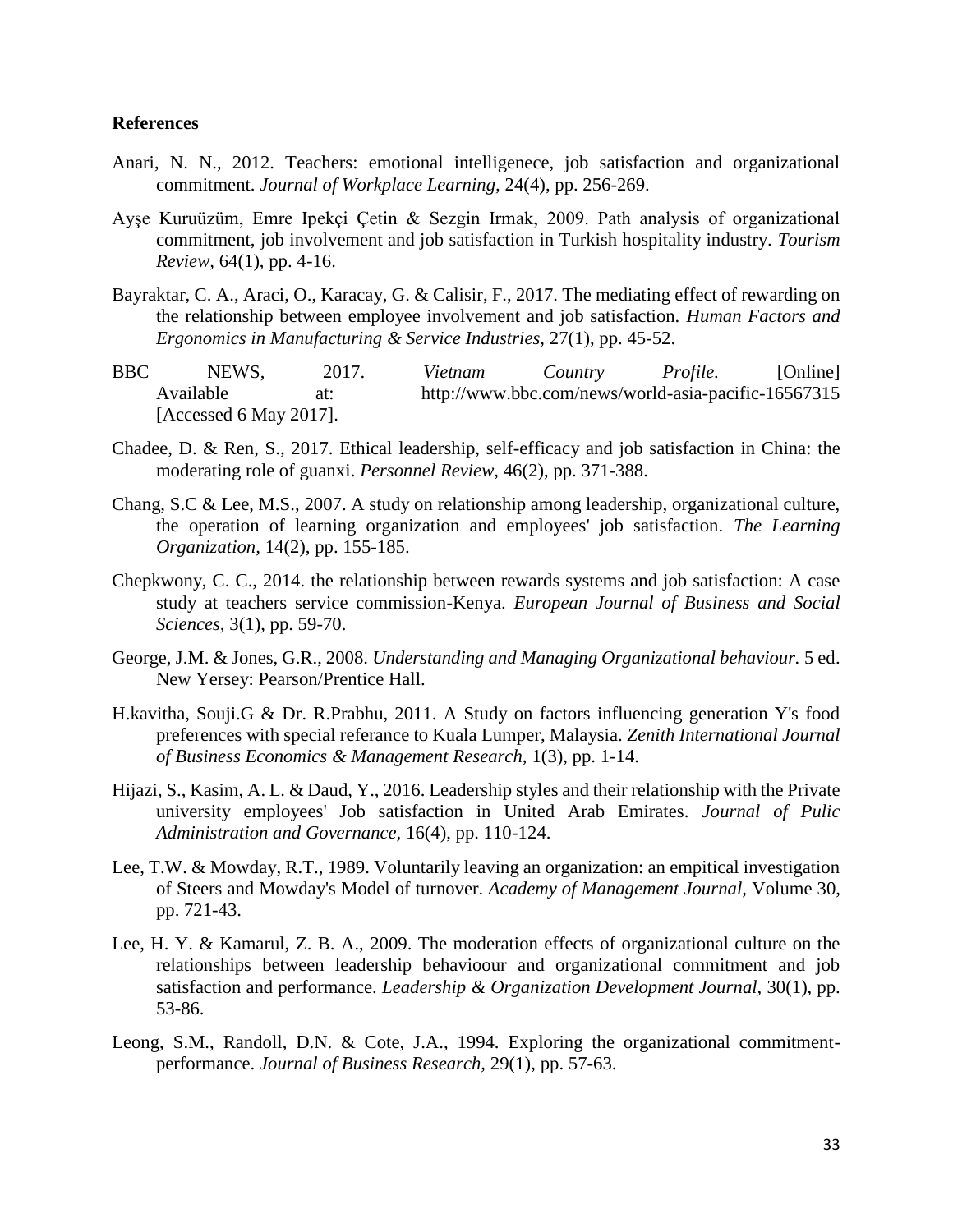## References

Anari, N. N., 2012. Teachers: emotional intelligenece, job satisfaction and organizational commitment. *Journal of Workplace Learning,* 24(4), pp. 256-269.

Ayşe Kuruüzüm, Emre Ipekçi Çetin & Sezgin Irmak, 2009. Path analysis of organizational commitment, job involvement and job satisfaction in Turkish hospitality industry. *Tourism Review,* 64(1), pp. 4-16.

Bayraktar, C. A., Araci, O., Karacay, G. & Calisir, F., 2017. The mediating effect of rewarding on the relationship between employee involvement and job satisfaction. *Human Factors and Ergonomics in Manufacturing & Service Industries,* 27(1), pp. 45-52.

BBC NEWS, 2017. *Vietnam Country Profile.* [Online] Available at: http://www.bbc.com/news/world-asia-pacific-16567315 [Accessed 6 May 2017].

Chadee, D. & Ren, S., 2017. Ethical leadership, self-efficacy and job satisfaction in China: the moderating role of guanxi. *Personnel Review,* 46(2), pp. 371-388.

Chang, S.C & Lee, M.S., 2007. A study on relationship among leadership, organizational culture, the operation of learning organization and employees' job satisfaction. *The Learning Organization,* 14(2), pp. 155-185.

Chepkwony, C. C., 2014. the relationship between rewards systems and job satisfaction: A case study at teachers service commission-Kenya. *European Journal of Business and Social Sciences,* 3(1), pp. 59-70.

George, J.M. & Jones, G.R., 2008. *Understanding and Managing Organizational behaviour.* 5 ed. New Yersey: Pearson/Prentice Hall.

H.kavitha, Souji.G & Dr. R.Prabhu, 2011. A Study on factors influencing generation Y's food preferences with special referance to Kuala Lumper, Malaysia. *Zenith International Journal of Business Economics & Management Research,* 1(3), pp. 1-14.

Hijazi, S., Kasim, A. L. & Daud, Y., 2016. Leadership styles and their relationship with the Private university employees' Job satisfaction in United Arab Emirates. *Journal of Pulic Administration and Governance,* 16(4), pp. 110-124.

Lee, T.W. & Mowday, R.T., 1989. Voluntarily leaving an organization: an empitical investigation of Steers and Mowday's Model of turnover. *Academy of Management Journal,* Volume 30, pp. 721-43.

Lee, H. Y. & Kamarul, Z. B. A., 2009. The moderation effects of organizational culture on the relationships between leadership behavioour and organizational commitment and job satisfaction and performance. *Leadership & Organization Development Journal,* 30(1), pp. 53-86.

Leong, S.M., Randoll, D.N. & Cote, J.A., 1994. Exploring the organizational commitment-performance. *Journal of Business Research,* 29(1), pp. 57-63.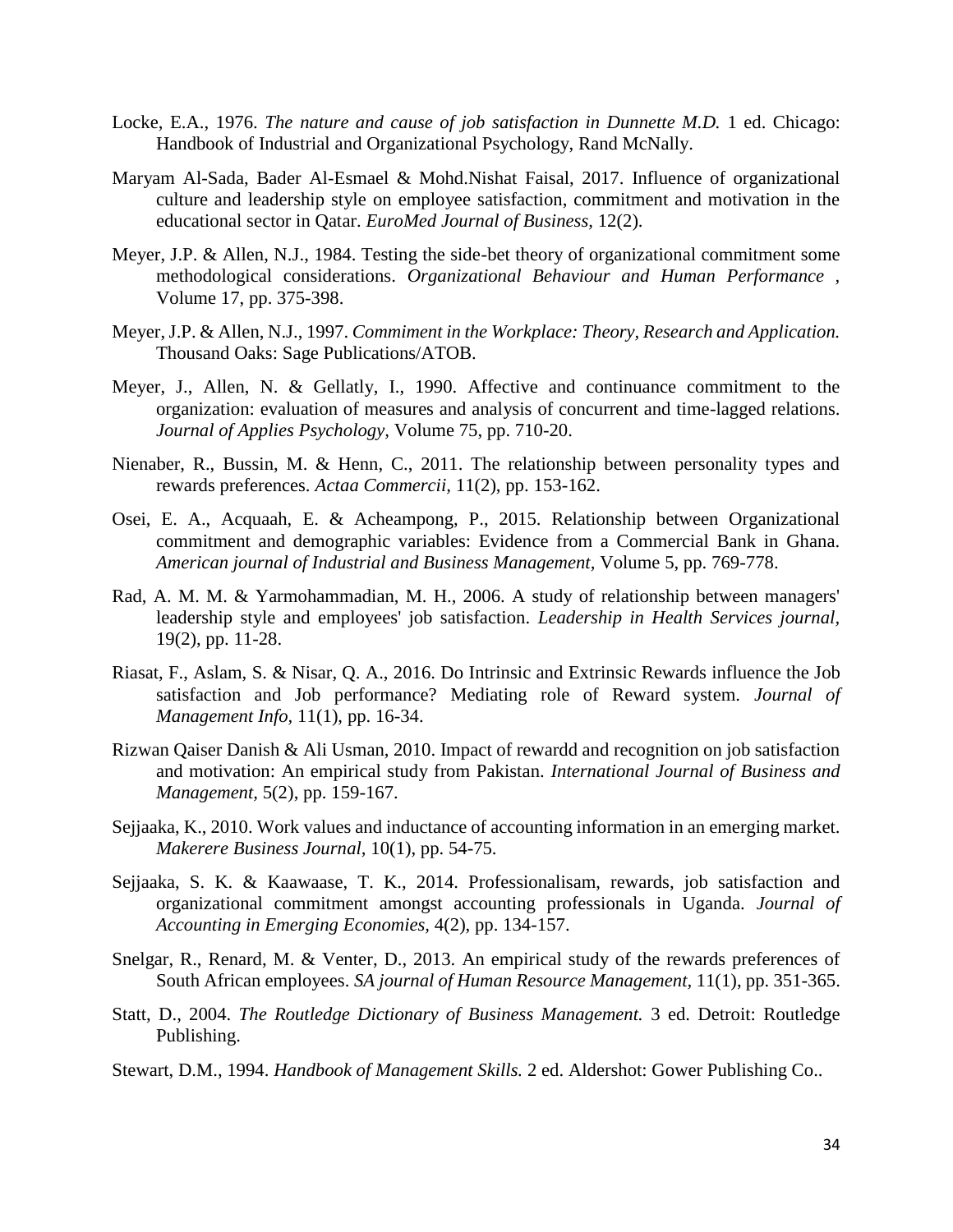Locke, E.A., 1976. *The nature and cause of job satisfaction in Dunnette M.D.* 1 ed. Chicago: Handbook of Industrial and Organizational Psychology, Rand McNally.

Maryam Al-Sada, Bader Al-Esmael & Mohd.Nishat Faisal, 2017. Influence of organizational culture and leadership style on employee satisfaction, commitment and motivation in the educational sector in Qatar. *EuroMed Journal of Business*, 12(2).

Meyer, J.P. & Allen, N.J., 1984. Testing the side-bet theory of organizational commitment some methodological considerations. *Organizational Behaviour and Human Performance ,* Volume 17, pp. 375-398.

Meyer, J.P. & Allen, N.J., 1997. *Commiment in the Workplace: Theory, Research and Application.* Thousand Oaks: Sage Publications/ATOB.

Meyer, J., Allen, N. & Gellatly, I., 1990. Affective and continuance commitment to the organization: evaluation of measures and analysis of concurrent and time-lagged relations. *Journal of Applies Psychology,* Volume 75, pp. 710-20.

Nienaber, R., Bussin, M. & Henn, C., 2011. The relationship between personality types and rewards preferences. *Actaa Commercii,* 11(2), pp. 153-162.

Osei, E. A., Acquaah, E. & Acheampong, P., 2015. Relationship between Organizational commitment and demographic variables: Evidence from a Commercial Bank in Ghana. *American journal of Industrial and Business Management,* Volume 5, pp. 769-778.

Rad, A. M. M. & Yarmohammadian, M. H., 2006. A study of relationship between managers' leadership style and employees' job satisfaction. *Leadership in Health Services journal*, 19(2), pp. 11-28.

Riasat, F., Aslam, S. & Nisar, Q. A., 2016. Do Intrinsic and Extrinsic Rewards influence the Job satisfaction and Job performance? Mediating role of Reward system. *Journal of Management Info,* 11(1), pp. 16-34.

Rizwan Qaiser Danish & Ali Usman, 2010. Impact of rewardd and recognition on job satisfaction and motivation: An empirical study from Pakistan. *International Journal of Business and Management,* 5(2), pp. 159-167.

Sejjaaka, K., 2010. Work values and inductance of accounting information in an emerging market. *Makerere Business Journal*, 10(1), pp. 54-75.

Sejjaaka, S. K. & Kaawaase, T. K., 2014. Professionalisam, rewards, job satisfaction and organizational commitment amongst accounting professionals in Uganda. *Journal of Accounting in Emerging Economies,* 4(2), pp. 134-157.

Snelgar, R., Renard, M. & Venter, D., 2013. An empirical study of the rewards preferences of South African employees. *SA journal of Human Resource Management*, 11(1), pp. 351-365.

Statt, D., 2004. *The Routledge Dictionary of Business Management.* 3 ed. Detroit: Routledge Publishing.

Stewart, D.M., 1994. *Handbook of Management Skills.* 2 ed. Aldershot: Gower Publishing Co..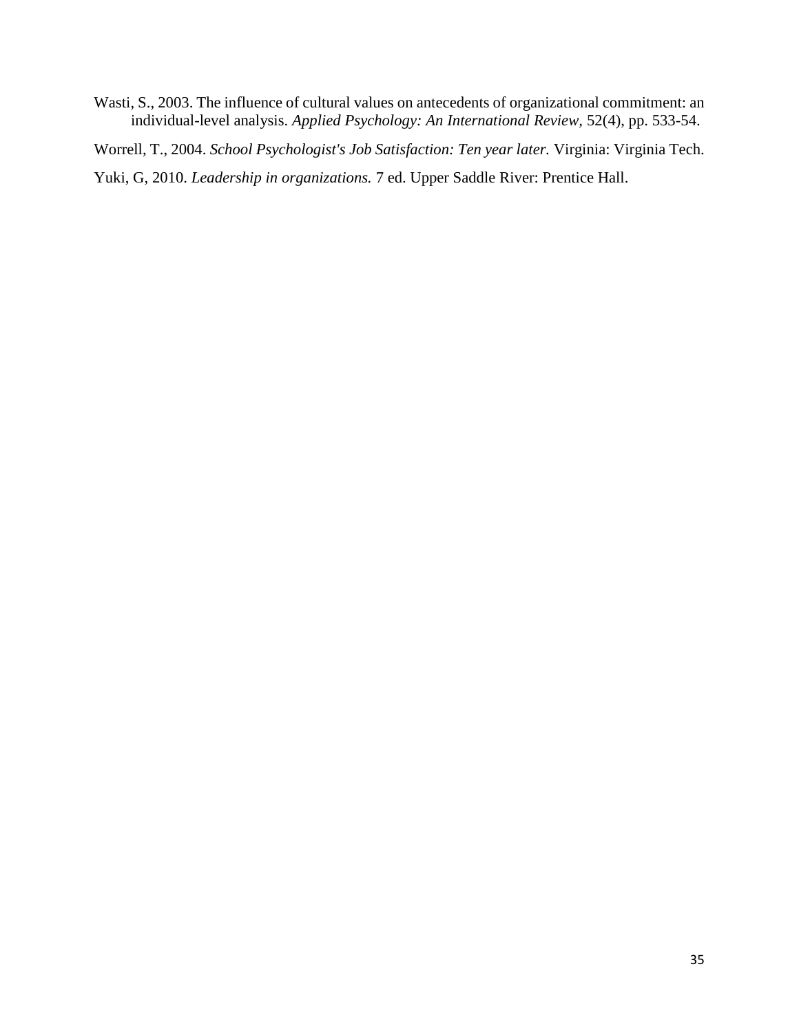Wasti, S., 2003. The influence of cultural values on antecedents of organizational commitment: an individual-level analysis. *Applied Psychology: An International Review,* 52(4), pp. 533-54.

Worrell, T., 2004. *School Psychologist's Job Satisfaction: Ten year later.* Virginia: Virginia Tech.

Yuki, G, 2010. *Leadership in organizations.* 7 ed. Upper Saddle River: Prentice Hall.